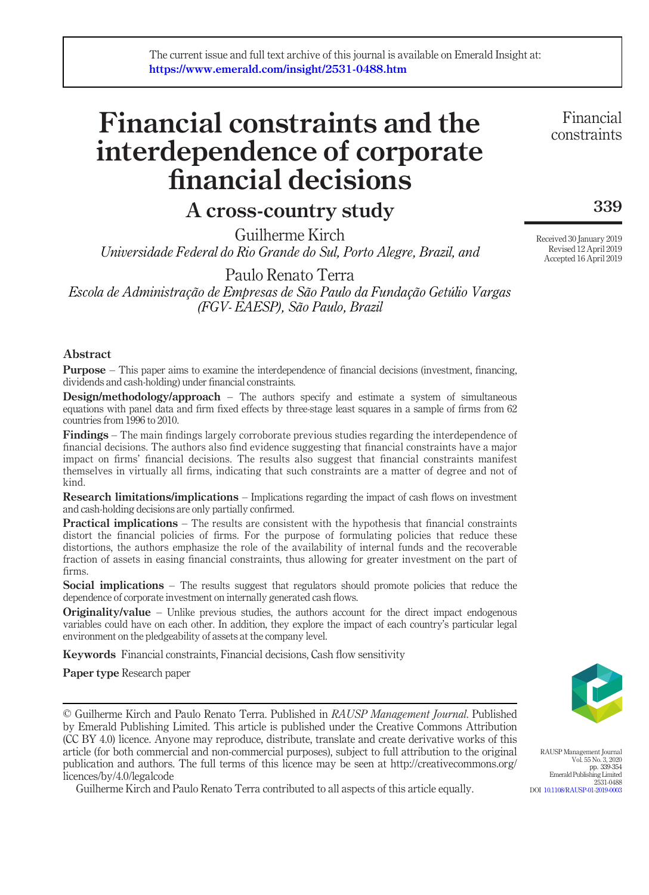The current issue and full text archive of this journal is available on Emerald Insight at: https://www.emerald.com/insight/2531-0488.htm

# Financial constraints and the interdependence of corporate financial decisions

## A cross-country study

Guilherme Kirch
*Universidade Federal do Rio Grande do Sul, Porto Alegre, Brazil, and*

Paulo Renato Terra
*Escola de Administração de Empresas de São Paulo da Fundação Getúlio Vargas (FGV- EAESP), São Paulo, Brazil*

Received 30 January 2019
Revised 12 April 2019
Accepted 16 April 2019

## Abstract

**Purpose** – This paper aims to examine the interdependence of financial decisions (investment, financing, dividends and cash-holding) under financial constraints.

**Design/methodology/approach** – The authors specify and estimate a system of simultaneous equations with panel data and firm fixed effects by three-stage least squares in a sample of firms from 62 countries from 1996 to 2010.

**Findings** – The main findings largely corroborate previous studies regarding the interdependence of financial decisions. The authors also find evidence suggesting that financial constraints have a major impact on firms' financial decisions. The results also suggest that financial constraints manifest themselves in virtually all firms, indicating that such constraints are a matter of degree and not of kind.

**Research limitations/implications** – Implications regarding the impact of cash flows on investment and cash-holding decisions are only partially confirmed.

**Practical implications** – The results are consistent with the hypothesis that financial constraints distort the financial policies of firms. For the purpose of formulating policies that reduce these distortions, the authors emphasize the role of the availability of internal funds and the recoverable fraction of assets in easing financial constraints, thus allowing for greater investment on the part of firms.

**Social implications** – The results suggest that regulators should promote policies that reduce the dependence of corporate investment on internally generated cash flows.

**Originality/value** – Unlike previous studies, the authors account for the direct impact endogenous variables could have on each other. In addition, they explore the impact of each country's particular legal environment on the pledgeability of assets at the company level.

**Keywords** Financial constraints, Financial decisions, Cash flow sensitivity

**Paper type** Research paper

---

© Guilherme Kirch and Paulo Renato Terra. Published in *RAUSP Management Journal*. Published by Emerald Publishing Limited. This article is published under the Creative Commons Attribution (CC BY 4.0) licence. Anyone may reproduce, distribute, translate and create derivative works of this article (for both commercial and non-commercial purposes), subject to full attribution to the original publication and authors. The full terms of this licence may be seen at http://creativecommons.org/licences/by/4.0/legalcode

Guilherme Kirch and Paulo Renato Terra contributed to all aspects of this article equally.

RAUSP Management Journal
Vol. 55 No. 3, 2020
pp. 339-354
Emerald Publishing Limited
2531-0488
DOI 10.1108/RAUSP-01-2019-0003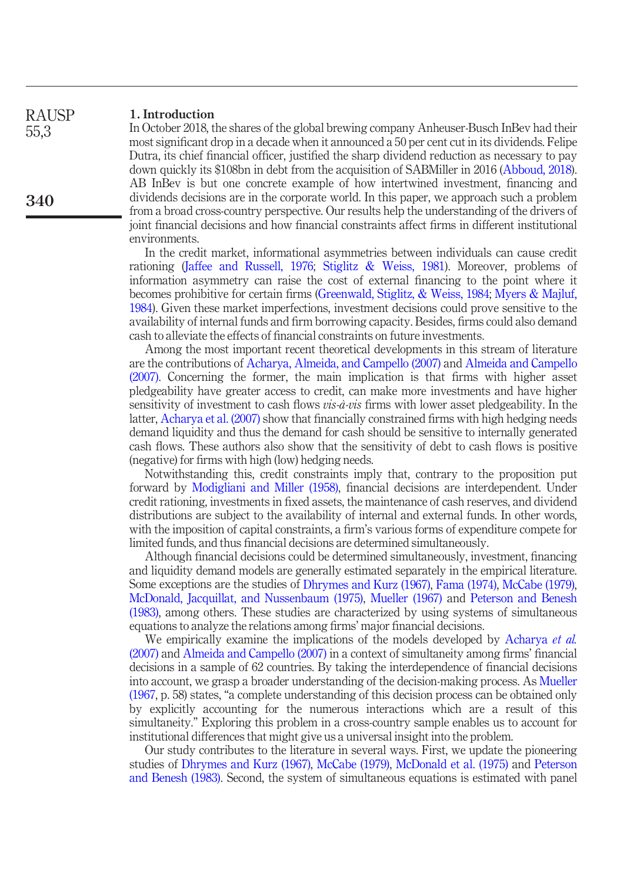## 1. Introduction

In October 2018, the shares of the global brewing company Anheuser-Busch InBev had their most significant drop in a decade when it announced a 50 per cent cut in its dividends. Felipe Dutra, its chief financial officer, justified the sharp dividend reduction as necessary to pay down quickly its $108bn in debt from the acquisition of SABMiller in 2016 (Abboud, 2018). AB InBev is but one concrete example of how intertwined investment, financing and dividends decisions are in the corporate world. In this paper, we approach such a problem from a broad cross-country perspective. Our results help the understanding of the drivers of joint financial decisions and how financial constraints affect firms in different institutional environments.

In the credit market, informational asymmetries between individuals can cause credit rationing (Jaffee and Russell, 1976; Stiglitz & Weiss, 1981). Moreover, problems of information asymmetry can raise the cost of external financing to the point where it becomes prohibitive for certain firms (Greenwald, Stiglitz, & Weiss, 1984; Myers & Majluf, 1984). Given these market imperfections, investment decisions could prove sensitive to the availability of internal funds and firm borrowing capacity. Besides, firms could also demand cash to alleviate the effects of financial constraints on future investments.

Among the most important recent theoretical developments in this stream of literature are the contributions of Acharya, Almeida, and Campello (2007) and Almeida and Campello (2007). Concerning the former, the main implication is that firms with higher asset pledgeability have greater access to credit, can make more investments and have higher sensitivity of investment to cash flows *vis-à-vis* firms with lower asset pledgeability. In the latter, Acharya et al. (2007) show that financially constrained firms with high hedging needs demand liquidity and thus the demand for cash should be sensitive to internally generated cash flows. These authors also show that the sensitivity of debt to cash flows is positive (negative) for firms with high (low) hedging needs.

Notwithstanding this, credit constraints imply that, contrary to the proposition put forward by Modigliani and Miller (1958), financial decisions are interdependent. Under credit rationing, investments in fixed assets, the maintenance of cash reserves, and dividend distributions are subject to the availability of internal and external funds. In other words, with the imposition of capital constraints, a firm's various forms of expenditure compete for limited funds, and thus financial decisions are determined simultaneously.

Although financial decisions could be determined simultaneously, investment, financing and liquidity demand models are generally estimated separately in the empirical literature. Some exceptions are the studies of Dhrymes and Kurz (1967), Fama (1974), McCabe (1979), McDonald, Jacquillat, and Nussenbaum (1975), Mueller (1967) and Peterson and Benesh (1983), among others. These studies are characterized by using systems of simultaneous equations to analyze the relations among firms' major financial decisions.

We empirically examine the implications of the models developed by Acharya *et al.* (2007) and Almeida and Campello (2007) in a context of simultaneity among firms' financial decisions in a sample of 62 countries. By taking the interdependence of financial decisions into account, we grasp a broader understanding of the decision-making process. As Mueller (1967, p. 58) states, "a complete understanding of this decision process can be obtained only by explicitly accounting for the numerous interactions which are a result of this simultaneity." Exploring this problem in a cross-country sample enables us to account for institutional differences that might give us a universal insight into the problem.

Our study contributes to the literature in several ways. First, we update the pioneering studies of Dhrymes and Kurz (1967), McCabe (1979), McDonald et al. (1975) and Peterson and Benesh (1983). Second, the system of simultaneous equations is estimated with panel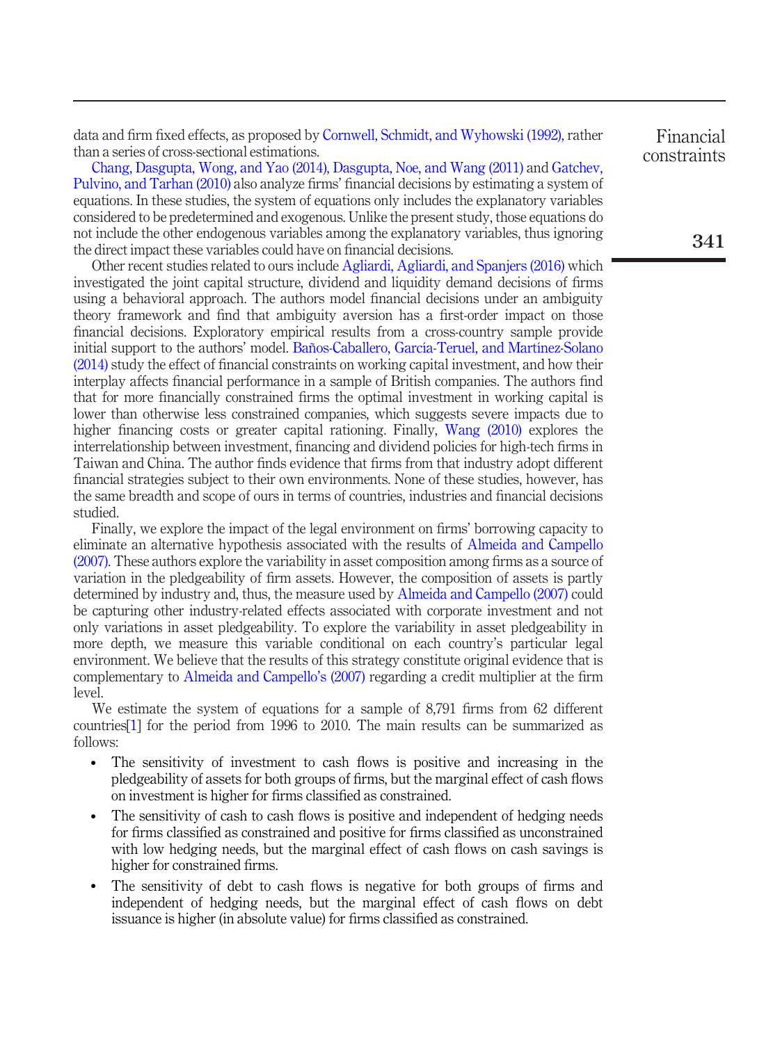data and firm fixed effects, as proposed by Cornwell, Schmidt, and Wyhowski (1992), rather than a series of cross-sectional estimations.

Chang, Dasgupta, Wong, and Yao (2014), Dasgupta, Noe, and Wang (2011) and Gatchev, Pulvino, and Tarhan (2010) also analyze firms' financial decisions by estimating a system of equations. In these studies, the system of equations only includes the explanatory variables considered to be predetermined and exogenous. Unlike the present study, those equations do not include the other endogenous variables among the explanatory variables, thus ignoring the direct impact these variables could have on financial decisions.

Other recent studies related to ours include Agliardi, Agliardi, and Spanjers (2016) which investigated the joint capital structure, dividend and liquidity demand decisions of firms using a behavioral approach. The authors model financial decisions under an ambiguity theory framework and find that ambiguity aversion has a first-order impact on those financial decisions. Exploratory empirical results from a cross-country sample provide initial support to the authors' model. Baños-Caballero, García-Teruel, and Martínez-Solano (2014) study the effect of financial constraints on working capital investment, and how their interplay affects financial performance in a sample of British companies. The authors find that for more financially constrained firms the optimal investment in working capital is lower than otherwise less constrained companies, which suggests severe impacts due to higher financing costs or greater capital rationing. Finally, Wang (2010) explores the interrelationship between investment, financing and dividend policies for high-tech firms in Taiwan and China. The author finds evidence that firms from that industry adopt different financial strategies subject to their own environments. None of these studies, however, has the same breadth and scope of ours in terms of countries, industries and financial decisions studied.

Finally, we explore the impact of the legal environment on firms' borrowing capacity to eliminate an alternative hypothesis associated with the results of Almeida and Campello (2007). These authors explore the variability in asset composition among firms as a source of variation in the pledgeability of firm assets. However, the composition of assets is partly determined by industry and, thus, the measure used by Almeida and Campello (2007) could be capturing other industry-related effects associated with corporate investment and not only variations in asset pledgeability. To explore the variability in asset pledgeability in more depth, we measure this variable conditional on each country's particular legal environment. We believe that the results of this strategy constitute original evidence that is complementary to Almeida and Campello's (2007) regarding a credit multiplier at the firm level.

We estimate the system of equations for a sample of 8,791 firms from 62 different countries[1] for the period from 1996 to 2010. The main results can be summarized as follows:

- The sensitivity of investment to cash flows is positive and increasing in the pledgeability of assets for both groups of firms, but the marginal effect of cash flows on investment is higher for firms classified as constrained.
- The sensitivity of cash to cash flows is positive and independent of hedging needs for firms classified as constrained and positive for firms classified as unconstrained with low hedging needs, but the marginal effect of cash flows on cash savings is higher for constrained firms.
- The sensitivity of debt to cash flows is negative for both groups of firms and independent of hedging needs, but the marginal effect of cash flows on debt issuance is higher (in absolute value) for firms classified as constrained.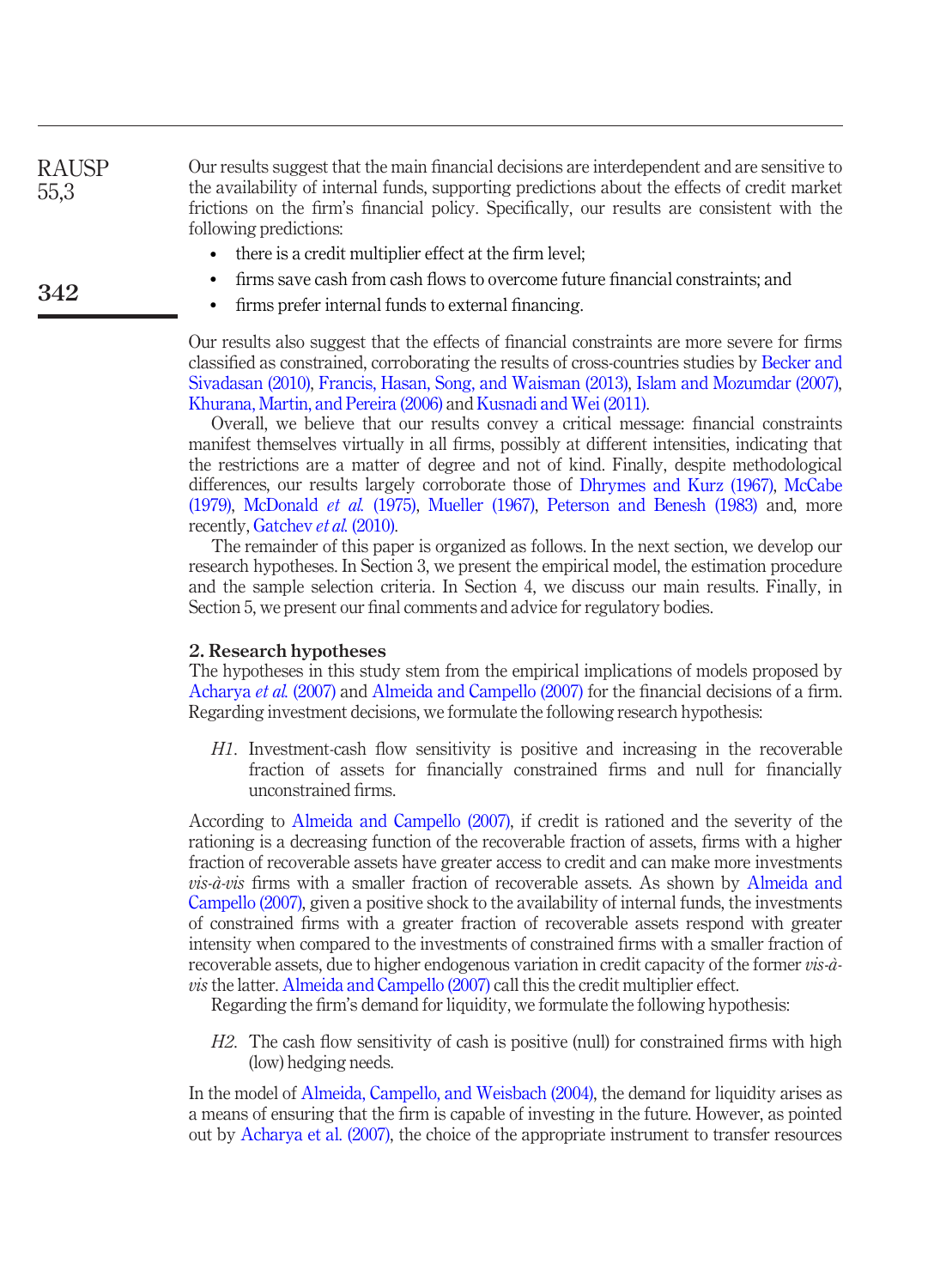Our results suggest that the main financial decisions are interdependent and are sensitive to the availability of internal funds, supporting predictions about the effects of credit market frictions on the firm's financial policy. Specifically, our results are consistent with the following predictions:

- there is a credit multiplier effect at the firm level;
- firms save cash from cash flows to overcome future financial constraints; and
- firms prefer internal funds to external financing.

Our results also suggest that the effects of financial constraints are more severe for firms classified as constrained, corroborating the results of cross-countries studies by Becker and Sivadasan (2010), Francis, Hasan, Song, and Waisman (2013), Islam and Mozumdar (2007), Khurana, Martin, and Pereira (2006) and Kusnadi and Wei (2011).

Overall, we believe that our results convey a critical message: financial constraints manifest themselves virtually in all firms, possibly at different intensities, indicating that the restrictions are a matter of degree and not of kind. Finally, despite methodological differences, our results largely corroborate those of Dhrymes and Kurz (1967), McCabe (1979), McDonald *et al.* (1975), Mueller (1967), Peterson and Benesh (1983) and, more recently, Gatchev *et al.* (2010).

The remainder of this paper is organized as follows. In the next section, we develop our research hypotheses. In Section 3, we present the empirical model, the estimation procedure and the sample selection criteria. In Section 4, we discuss our main results. Finally, in Section 5, we present our final comments and advice for regulatory bodies.

## 2. Research hypotheses

The hypotheses in this study stem from the empirical implications of models proposed by Acharya *et al.* (2007) and Almeida and Campello (2007) for the financial decisions of a firm. Regarding investment decisions, we formulate the following research hypothesis:

> *H1*. Investment-cash flow sensitivity is positive and increasing in the recoverable fraction of assets for financially constrained firms and null for financially unconstrained firms.

According to Almeida and Campello (2007), if credit is rationed and the severity of the rationing is a decreasing function of the recoverable fraction of assets, firms with a higher fraction of recoverable assets have greater access to credit and can make more investments *vis-à-vis* firms with a smaller fraction of recoverable assets. As shown by Almeida and Campello (2007), given a positive shock to the availability of internal funds, the investments of constrained firms with a greater fraction of recoverable assets respond with greater intensity when compared to the investments of constrained firms with a smaller fraction of recoverable assets, due to higher endogenous variation in credit capacity of the former *vis-à-vis* the latter. Almeida and Campello (2007) call this the credit multiplier effect.

Regarding the firm's demand for liquidity, we formulate the following hypothesis:

> *H2*. The cash flow sensitivity of cash is positive (null) for constrained firms with high (low) hedging needs.

In the model of Almeida, Campello, and Weisbach (2004), the demand for liquidity arises as a means of ensuring that the firm is capable of investing in the future. However, as pointed out by Acharya et al. (2007), the choice of the appropriate instrument to transfer resources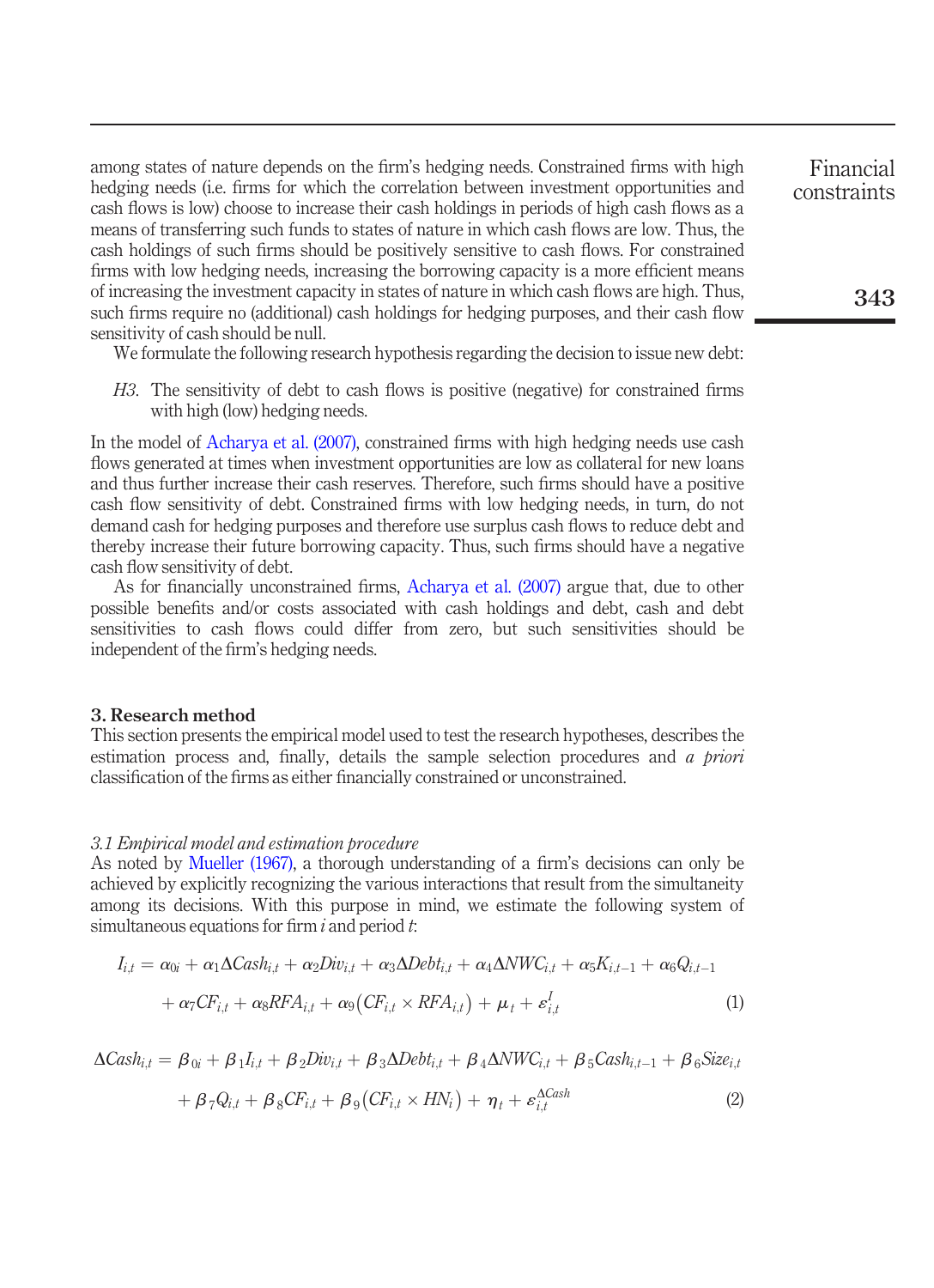among states of nature depends on the firm's hedging needs. Constrained firms with high hedging needs (i.e. firms for which the correlation between investment opportunities and cash flows is low) choose to increase their cash holdings in periods of high cash flows as a means of transferring such funds to states of nature in which cash flows are low. Thus, the cash holdings of such firms should be positively sensitive to cash flows. For constrained firms with low hedging needs, increasing the borrowing capacity is a more efficient means of increasing the investment capacity in states of nature in which cash flows are high. Thus, such firms require no (additional) cash holdings for hedging purposes, and their cash flow sensitivity of cash should be null.

We formulate the following research hypothesis regarding the decision to issue new debt:

*H3*. The sensitivity of debt to cash flows is positive (negative) for constrained firms with high (low) hedging needs.

In the model of Acharya et al. (2007), constrained firms with high hedging needs use cash flows generated at times when investment opportunities are low as collateral for new loans and thus further increase their cash reserves. Therefore, such firms should have a positive cash flow sensitivity of debt. Constrained firms with low hedging needs, in turn, do not demand cash for hedging purposes and therefore use surplus cash flows to reduce debt and thereby increase their future borrowing capacity. Thus, such firms should have a negative cash flow sensitivity of debt.

As for financially unconstrained firms, Acharya et al. (2007) argue that, due to other possible benefits and/or costs associated with cash holdings and debt, cash and debt sensitivities to cash flows could differ from zero, but such sensitivities should be independent of the firm's hedging needs.

## 3. Research method

This section presents the empirical model used to test the research hypotheses, describes the estimation process and, finally, details the sample selection procedures and *a priori* classification of the firms as either financially constrained or unconstrained.

### *3.1 Empirical model and estimation procedure*

As noted by Mueller (1967), a thorough understanding of a firm's decisions can only be achieved by explicitly recognizing the various interactions that result from the simultaneity among its decisions. With this purpose in mind, we estimate the following system of simultaneous equations for firm $i$ and period $t$:

$$I_{i,t} = \alpha_{0i} + \alpha_1 \Delta Cash_{i,t} + \alpha_2 Div_{i,t} + \alpha_3 \Delta Debt_{i,t} + \alpha_4 \Delta NWC_{i,t} + \alpha_5 K_{i,t-1} + \alpha_6 Q_{i,t-1} + \alpha_7 CF_{i,t} + \alpha_8 RFA_{i,t} + \alpha_9 \left(CF_{i,t} \times RFA_{i,t}\right) + \mu_t + \varepsilon^{I}_{i,t} \tag{1}$$

$$\Delta Cash_{i,t} = \beta_{0i} + \beta_1 I_{i,t} + \beta_2 Div_{i,t} + \beta_3 \Delta Debt_{i,t} + \beta_4 \Delta NWC_{i,t} + \beta_5 Cash_{i,t-1} + \beta_6 Size_{i,t} + \beta_7 Q_{i,t} + \beta_8 CF_{i,t} + \beta_9 \left(CF_{i,t} \times HN_i\right) + \eta_t + \varepsilon^{\Delta Cash}_{i,t} \tag{2}$$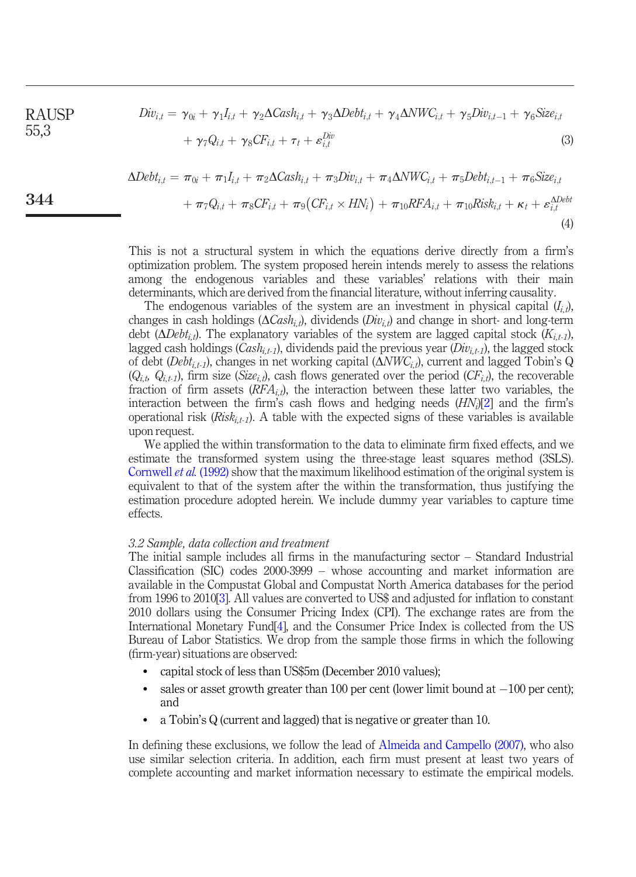$$Div_{i,t} = \gamma_{0i} + \gamma_1 I_{i,t} + \gamma_2 \Delta Cash_{i,t} + \gamma_3 \Delta Debt_{i,t} + \gamma_4 \Delta NWC_{i,t} + \gamma_5 Div_{i,t-1} + \gamma_6 Size_{i,t} + \gamma_7 Q_{i,t} + \gamma_8 CF_{i,t} + \tau_t + \varepsilon_{i,t}^{Div} \tag{3}$$

$$\Delta Debt_{i,t} = \pi_{0i} + \pi_1 I_{i,t} + \pi_2 \Delta Cash_{i,t} + \pi_3 Div_{i,t} + \pi_4 \Delta NWC_{i,t} + \pi_5 Debt_{i,t-1} + \pi_6 Size_{i,t} + \pi_7 Q_{i,t} + \pi_8 CF_{i,t} + \pi_9 \left(CF_{i,t} \times HN_i\right) + \pi_{10} RFA_{i,t} + \pi_{10} Risk_{i,t} + \kappa_t + \varepsilon_{i,t}^{\Delta Debt} \tag{4}$$

This is not a structural system in which the equations derive directly from a firm's optimization problem. The system proposed herein intends merely to assess the relations among the endogenous variables and these variables' relations with their main determinants, which are derived from the financial literature, without inferring causality.

The endogenous variables of the system are an investment in physical capital ($I_{i,t}$), changes in cash holdings ($\Delta Cash_{i,t}$), dividends ($Div_{i,t}$) and change in short- and long-term debt ($\Delta Debt_{i,t}$). The explanatory variables of the system are lagged capital stock ($K_{i,t-1}$), lagged cash holdings ($Cash_{i,t-1}$), dividends paid the previous year ($Div_{i,t-1}$), the lagged stock of debt ($Debt_{i,t-1}$), changes in net working capital ($\Delta NWC_{i,t}$), current and lagged Tobin's Q ($Q_{i,t}$, $Q_{i,t-1}$), firm size ($Size_{i,t}$), cash flows generated over the period ($CF_{i,t}$), the recoverable fraction of firm assets ($RFA_{i,t}$), the interaction between these latter two variables, the interaction between the firm's cash flows and hedging needs ($HN_i$)[2] and the firm's operational risk ($Risk_{i,t-1}$). A table with the expected signs of these variables is available upon request.

We applied the within transformation to the data to eliminate firm fixed effects, and we estimate the transformed system using the three-stage least squares method (3SLS). Cornwell *et al.* (1992) show that the maximum likelihood estimation of the original system is equivalent to that of the system after the within the transformation, thus justifying the estimation procedure adopted herein. We include dummy year variables to capture time effects.

### *3.2 Sample, data collection and treatment*

The initial sample includes all firms in the manufacturing sector – Standard Industrial Classification (SIC) codes 2000-3999 – whose accounting and market information are available in the Compustat Global and Compustat North America databases for the period from 1996 to 2010[3]. All values are converted to US$ and adjusted for inflation to constant 2010 dollars using the Consumer Pricing Index (CPI). The exchange rates are from the International Monetary Fund[4], and the Consumer Price Index is collected from the US Bureau of Labor Statistics. We drop from the sample those firms in which the following (firm-year) situations are observed:

- capital stock of less than US$5m (December 2010 values);
- sales or asset growth greater than 100 per cent (lower limit bound at −100 per cent); and
- a Tobin's Q (current and lagged) that is negative or greater than 10.

In defining these exclusions, we follow the lead of Almeida and Campello (2007), who also use similar selection criteria. In addition, each firm must present at least two years of complete accounting and market information necessary to estimate the empirical models.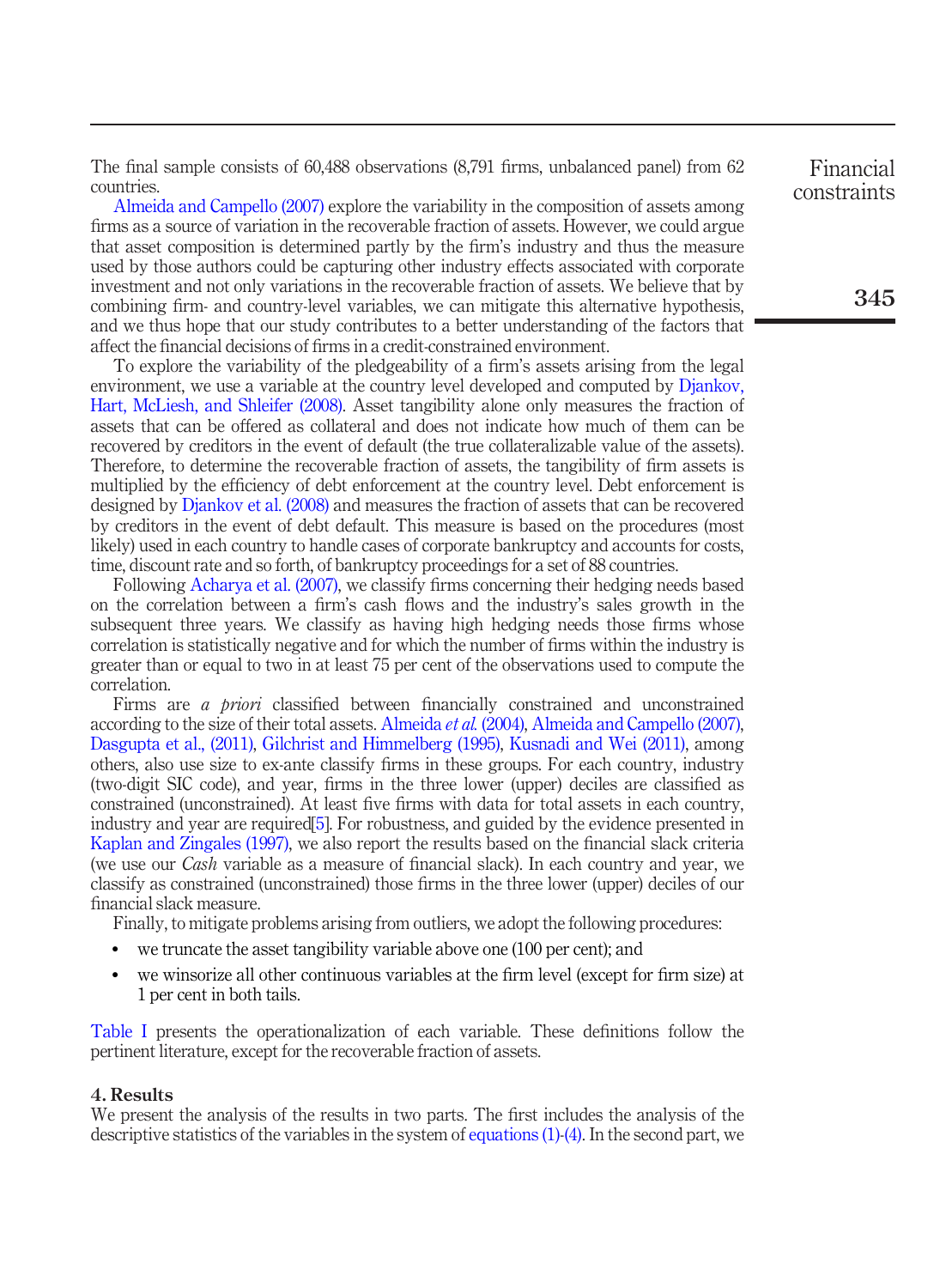The final sample consists of 60,488 observations (8,791 firms, unbalanced panel) from 62 countries.

Almeida and Campello (2007) explore the variability in the composition of assets among firms as a source of variation in the recoverable fraction of assets. However, we could argue that asset composition is determined partly by the firm's industry and thus the measure used by those authors could be capturing other industry effects associated with corporate investment and not only variations in the recoverable fraction of assets. We believe that by combining firm- and country-level variables, we can mitigate this alternative hypothesis, and we thus hope that our study contributes to a better understanding of the factors that affect the financial decisions of firms in a credit-constrained environment.

To explore the variability of the pledgeability of a firm's assets arising from the legal environment, we use a variable at the country level developed and computed by Djankov, Hart, McLiesh, and Shleifer (2008). Asset tangibility alone only measures the fraction of assets that can be offered as collateral and does not indicate how much of them can be recovered by creditors in the event of default (the true collateralizable value of the assets). Therefore, to determine the recoverable fraction of assets, the tangibility of firm assets is multiplied by the efficiency of debt enforcement at the country level. Debt enforcement is designed by Djankov et al. (2008) and measures the fraction of assets that can be recovered by creditors in the event of debt default. This measure is based on the procedures (most likely) used in each country to handle cases of corporate bankruptcy and accounts for costs, time, discount rate and so forth, of bankruptcy proceedings for a set of 88 countries.

Following Acharya et al. (2007), we classify firms concerning their hedging needs based on the correlation between a firm's cash flows and the industry's sales growth in the subsequent three years. We classify as having high hedging needs those firms whose correlation is statistically negative and for which the number of firms within the industry is greater than or equal to two in at least 75 per cent of the observations used to compute the correlation.

Firms are *a priori* classified between financially constrained and unconstrained according to the size of their total assets. Almeida *et al.* (2004), Almeida and Campello (2007), Dasgupta et al., (2011), Gilchrist and Himmelberg (1995), Kusnadi and Wei (2011), among others, also use size to ex-ante classify firms in these groups. For each country, industry (two-digit SIC code), and year, firms in the three lower (upper) deciles are classified as constrained (unconstrained). At least five firms with data for total assets in each country, industry and year are required[5]. For robustness, and guided by the evidence presented in Kaplan and Zingales (1997), we also report the results based on the financial slack criteria (we use our *Cash* variable as a measure of financial slack). In each country and year, we classify as constrained (unconstrained) those firms in the three lower (upper) deciles of our financial slack measure.

Finally, to mitigate problems arising from outliers, we adopt the following procedures:

- we truncate the asset tangibility variable above one (100 per cent); and
- we winsorize all other continuous variables at the firm level (except for firm size) at 1 per cent in both tails.

Table I presents the operationalization of each variable. These definitions follow the pertinent literature, except for the recoverable fraction of assets.

## 4. Results

We present the analysis of the results in two parts. The first includes the analysis of the descriptive statistics of the variables in the system of equations (1)-(4). In the second part, we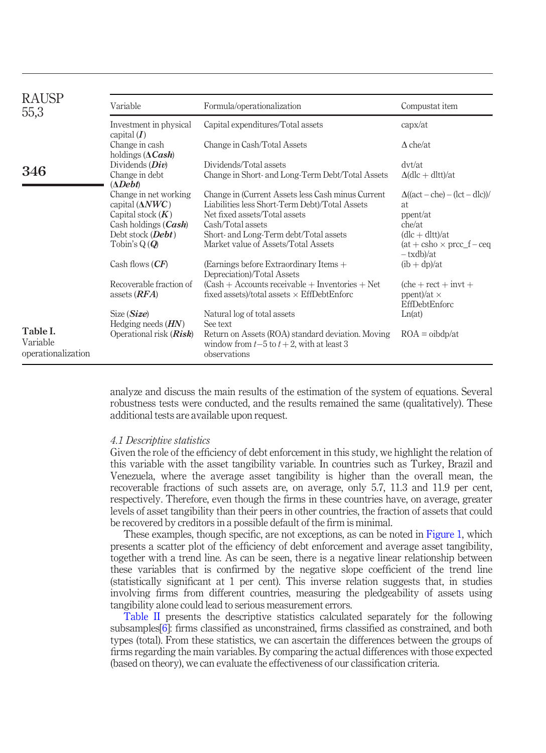**Table I.** Variable operationalization

| Variable | Formula/operationalization | Compustat item |
|---|---|---|
| Investment in physical capital (***I***) | Capital expenditures/Total assets | capx/at |
| Change in cash holdings (**Δ*Cash***) | Change in Cash/Total Assets | Δ che/at |
| Dividends (***Div***) | Dividends/Total assets | dvt/at |
| Change in debt (**Δ*Debt***) | Change in Short- and Long-Term Debt/Total Assets | Δ(dlc + dltt)/at |
| Change in net working capital (**Δ*NWC***) | Change in (Current Assets less Cash minus Current Liabilities less Short-Term Debt)/Total Assets | Δ((act – che) – (lct – dlc))/at |
| Capital stock (***K***) | Net fixed assets/Total assets | ppent/at |
| Cash holdings (***Cash***) | Cash/Total assets | che/at |
| Debt stock (***Debt***) | Short- and Long-Term debt/Total assets | (dlc + dltt)/at |
| Tobin's Q (***Q***) | Market value of Assets/Total Assets | (at + csho × prcc_f – ceq – txdb)/at |
| Cash flows (***CF***) | (Earnings before Extraordinary Items + Depreciation)/Total Assets | (ib + dp)/at |
| Recoverable fraction of assets (***RFA***) | (Cash + Accounts receivable + Inventories + Net fixed assets)/total assets × EffDebtEnforc | (che + rect + invt + ppent)/at × EffDebtEnforc |
| Size (***Size***) | Natural log of total assets | Ln(at) |
| Hedging needs (***HN***) | See text | |
| Operational risk (***Risk***) | Return on Assets (ROA) standard deviation. Moving window from $t-5$ to $t+2$, with at least 3 observations | ROA = oibdp/at |

analyze and discuss the main results of the estimation of the system of equations. Several robustness tests were conducted, and the results remained the same (qualitatively). These additional tests are available upon request.

### *4.1 Descriptive statistics*

Given the role of the efficiency of debt enforcement in this study, we highlight the relation of this variable with the asset tangibility variable. In countries such as Turkey, Brazil and Venezuela, where the average asset tangibility is higher than the overall mean, the recoverable fractions of such assets are, on average, only 5.7, 11.3 and 11.9 per cent, respectively. Therefore, even though the firms in these countries have, on average, greater levels of asset tangibility than their peers in other countries, the fraction of assets that could be recovered by creditors in a possible default of the firm is minimal.

These examples, though specific, are not exceptions, as can be noted in Figure 1, which presents a scatter plot of the efficiency of debt enforcement and average asset tangibility, together with a trend line. As can be seen, there is a negative linear relationship between these variables that is confirmed by the negative slope coefficient of the trend line (statistically significant at 1 per cent). This inverse relation suggests that, in studies involving firms from different countries, measuring the pledgeability of assets using tangibility alone could lead to serious measurement errors.

Table II presents the descriptive statistics calculated separately for the following subsamples[6]: firms classified as unconstrained, firms classified as constrained, and both types (total). From these statistics, we can ascertain the differences between the groups of firms regarding the main variables. By comparing the actual differences with those expected (based on theory), we can evaluate the effectiveness of our classification criteria.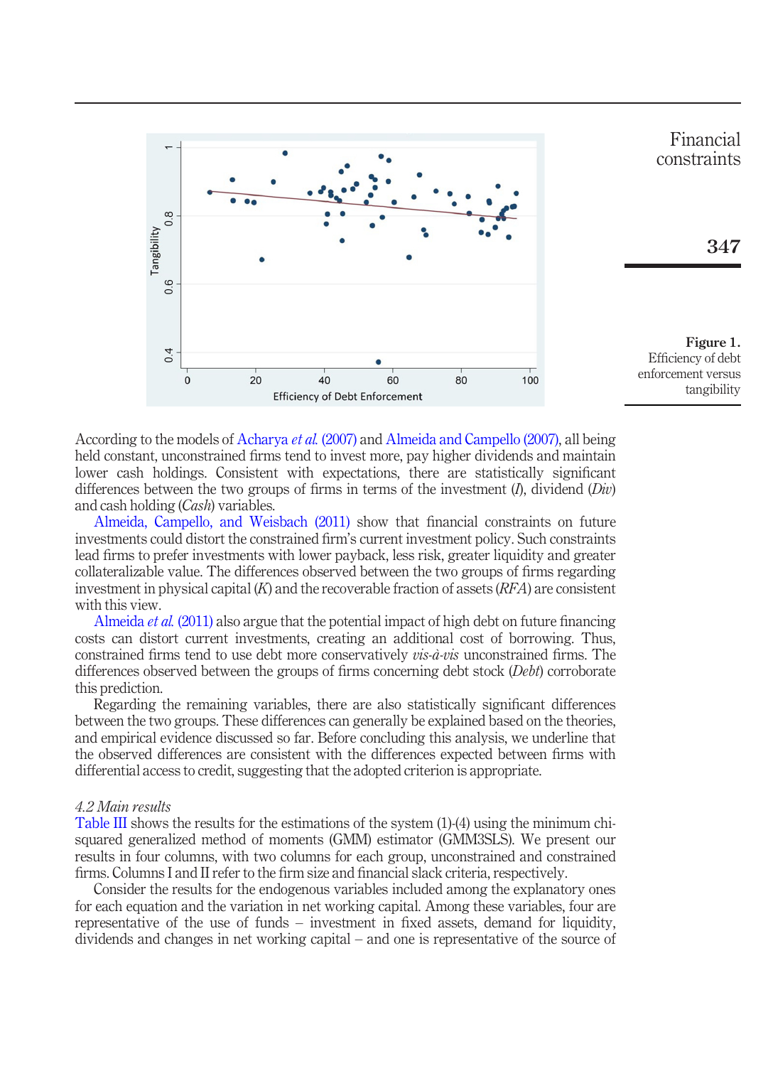Figure 1.
Efficiency of debt enforcement versus tangibility

According to the models of Acharya *et al.* (2007) and Almeida and Campello (2007), all being held constant, unconstrained firms tend to invest more, pay higher dividends and maintain lower cash holdings. Consistent with expectations, there are statistically significant differences between the two groups of firms in terms of the investment (*I*), dividend (*Div*) and cash holding (*Cash*) variables.

Almeida, Campello, and Weisbach (2011) show that financial constraints on future investments could distort the constrained firm's current investment policy. Such constraints lead firms to prefer investments with lower payback, less risk, greater liquidity and greater collateralizable value. The differences observed between the two groups of firms regarding investment in physical capital (*K*) and the recoverable fraction of assets (*RFA*) are consistent with this view.

Almeida *et al.* (2011) also argue that the potential impact of high debt on future financing costs can distort current investments, creating an additional cost of borrowing. Thus, constrained firms tend to use debt more conservatively *vis-à-vis* unconstrained firms. The differences observed between the groups of firms concerning debt stock (*Debt*) corroborate this prediction.

Regarding the remaining variables, there are also statistically significant differences between the two groups. These differences can generally be explained based on the theories, and empirical evidence discussed so far. Before concluding this analysis, we underline that the observed differences are consistent with the differences expected between firms with differential access to credit, suggesting that the adopted criterion is appropriate.

### *4.2 Main results*

Table III shows the results for the estimations of the system (1)-(4) using the minimum chi-squared generalized method of moments (GMM) estimator (GMM3SLS). We present our results in four columns, with two columns for each group, unconstrained and constrained firms. Columns I and II refer to the firm size and financial slack criteria, respectively.

Consider the results for the endogenous variables included among the explanatory ones for each equation and the variation in net working capital. Among these variables, four are representative of the use of funds – investment in fixed assets, demand for liquidity, dividends and changes in net working capital – and one is representative of the source of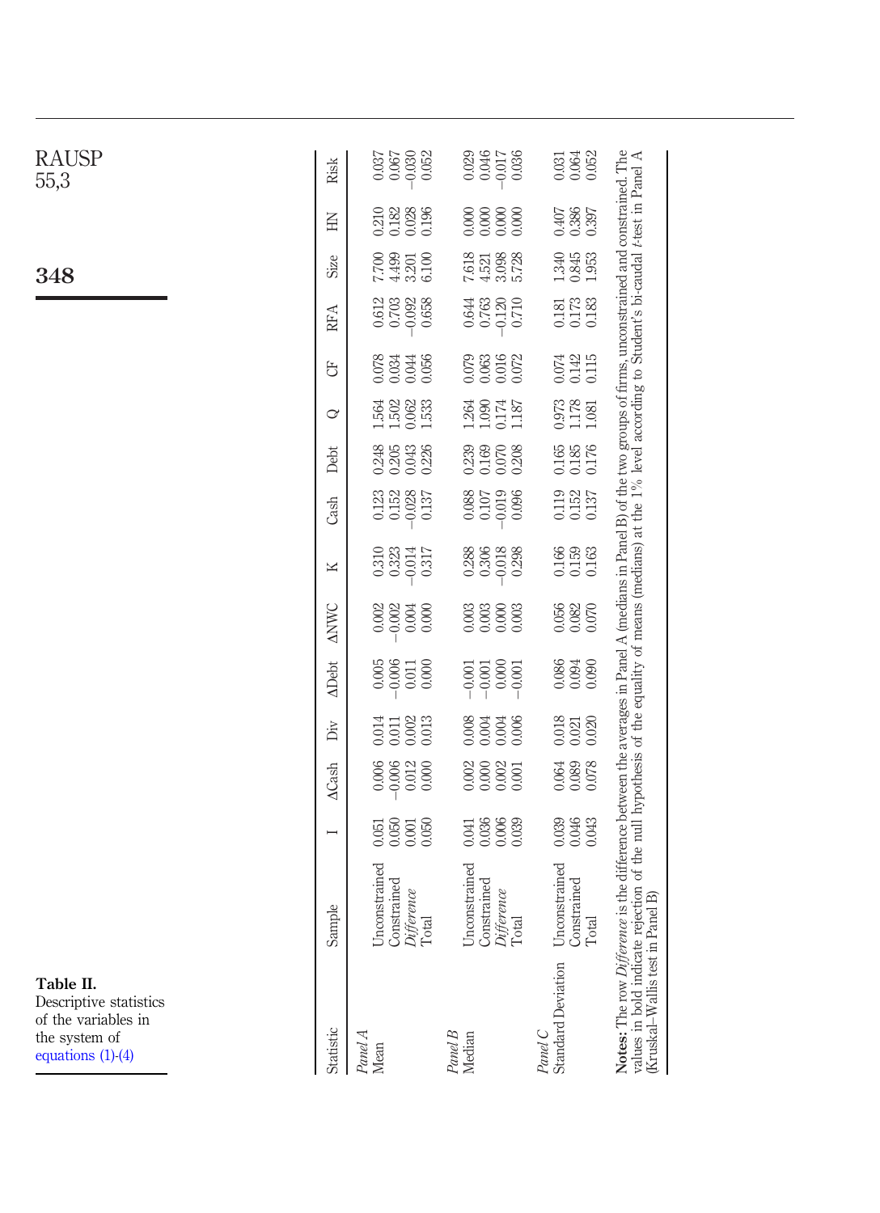**Table II.** Descriptive statistics of the variables in the system of equations (1)-(4)

| Statistic | Sample | I | ΔCash | Div | ΔDebt | ΔNWC | K | Cash | Debt | Q | CF | RFA | Size | HN | Risk |
|---|---|---|---|---|---|---|---|---|---|---|---|---|---|---|---|
| *Panel A* | | | | | | | | | | | | | | | |
| Mean | Unconstrained | 0.051 | 0.006 | 0.014 | 0.005 | 0.002 | 0.310 | 0.123 | 0.248 | 1.564 | 0.078 | 0.612 | 7.700 | 0.210 | 0.037 |
| | Constrained | 0.050 | −0.006 | 0.011 | −0.006 | −0.002 | 0.323 | 0.152 | 0.205 | 1.502 | 0.034 | 0.703 | 4.499 | 0.182 | 0.067 |
| | *Difference* | 0.001 | 0.012 | 0.002 | 0.011 | 0.004 | −0.014 | −0.028 | 0.043 | 0.062 | 0.044 | −0.092 | 3.201 | 0.028 | −0.030 |
| | Total | 0.050 | 0.000 | 0.013 | 0.000 | 0.000 | 0.317 | 0.137 | 0.226 | 1.533 | 0.056 | 0.658 | 6.100 | 0.196 | 0.052 |
| *Panel B* | | | | | | | | | | | | | | | |
| Median | Unconstrained | 0.041 | 0.002 | 0.008 | −0.001 | 0.003 | 0.288 | 0.088 | 0.239 | 1.264 | 0.079 | 0.644 | 7.618 | 0.000 | 0.029 |
| | Constrained | 0.036 | 0.000 | 0.004 | −0.001 | 0.003 | 0.306 | 0.107 | 0.169 | 1.090 | 0.063 | 0.763 | 4.521 | 0.000 | 0.046 |
| | *Difference* | 0.006 | 0.002 | 0.004 | 0.000 | 0.000 | −0.018 | −0.019 | 0.070 | 0.174 | 0.016 | −0.120 | 3.098 | 0.000 | −0.017 |
| | Total | 0.039 | 0.001 | 0.006 | −0.001 | 0.003 | 0.298 | 0.096 | 0.208 | 1.187 | 0.072 | 0.710 | 5.728 | 0.000 | 0.036 |
| *Panel C* | | | | | | | | | | | | | | | |
| Standard Deviation | Unconstrained | 0.039 | 0.064 | 0.018 | 0.086 | 0.056 | 0.166 | 0.119 | 0.165 | 0.973 | 0.074 | 0.181 | 1.340 | 0.407 | 0.031 |
| | Constrained | 0.046 | 0.089 | 0.021 | 0.094 | 0.082 | 0.159 | 0.152 | 0.185 | 1.178 | 0.142 | 0.173 | 0.845 | 0.386 | 0.064 |
| | Total | 0.043 | 0.078 | 0.020 | 0.090 | 0.070 | 0.163 | 0.137 | 0.176 | 1.081 | 0.115 | 0.183 | 1.953 | 0.397 | 0.052 |

**Notes:** The row *Difference* is the difference between the averages in Panel A (medians in Panel B) of the two groups of firms, unconstrained and constrained. The values in bold indicate rejection of the null hypothesis of the equality of means (medians) at the 1% level according to Student's bi-caudal *t*-test in Panel A (Kruskal–Wallis test in Panel B)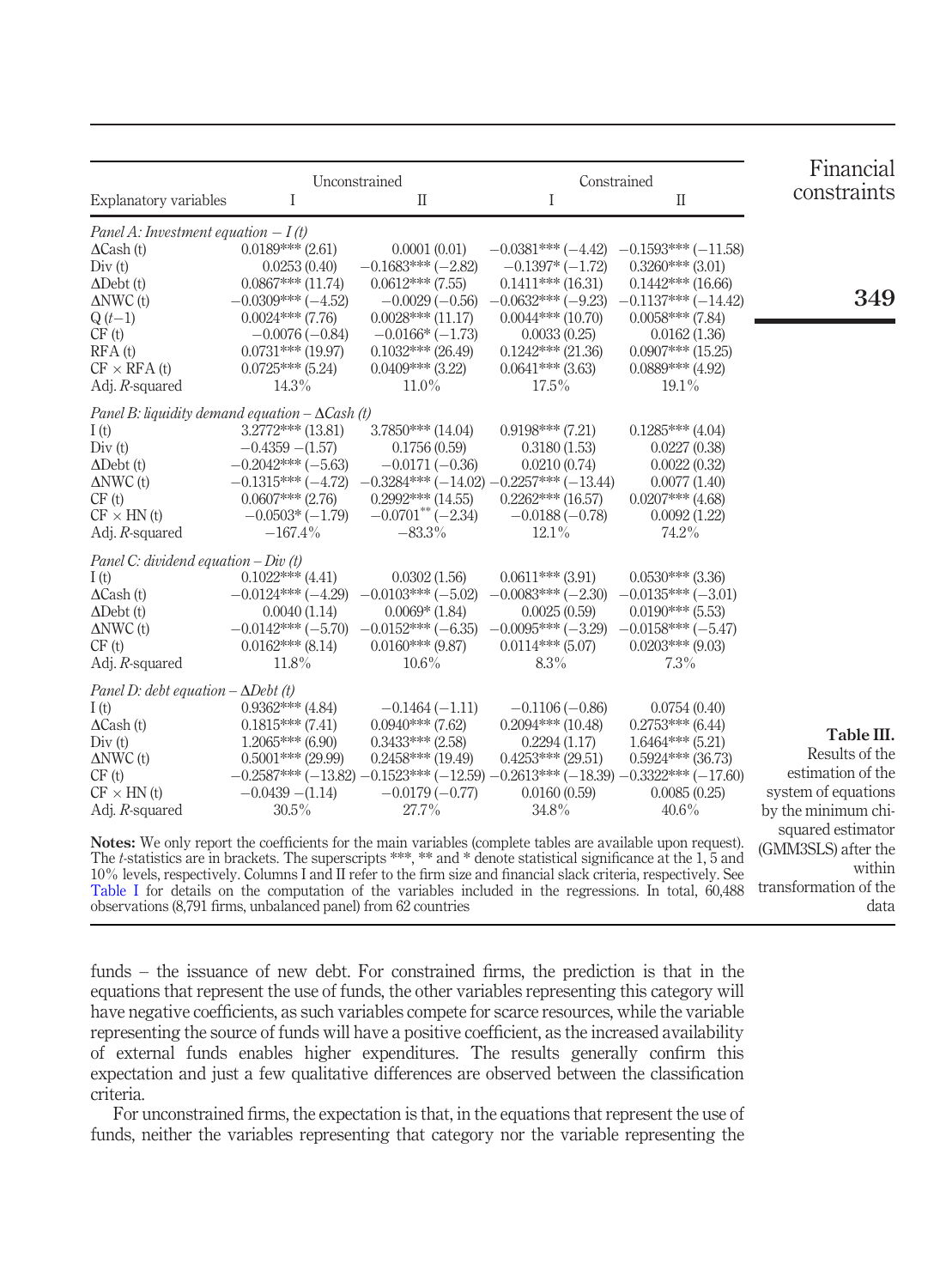**Table III.** Results of the system of equations estimation by the minimum chi-squared estimator (GMM3SLS) after the within transformation of the data

| Explanatory variables | Unconstrained I | Unconstrained II | Constrained I | Constrained II |
|---|---|---|---|---|
| *Panel A: Investment equation – I (t)* | | | | |
| ΔCash (t) | 0.0189*** (2.61) | 0.0001 (0.01) | −0.0381*** (−4.42) | −0.1593*** (−11.58) |
| Div (t) | 0.0253 (0.40) | −0.1683*** (−2.82) | −0.1397* (−1.72) | 0.3260*** (3.01) |
| ΔDebt (t) | 0.0867*** (11.74) | 0.0612*** (7.55) | 0.1411*** (16.31) | 0.1442*** (16.66) |
| ΔNWC (t) | −0.0309*** (−4.52) | −0.0029 (−0.56) | −0.0632*** (−9.23) | −0.1137*** (−14.42) |
| Q (t−1) | 0.0024*** (7.76) | 0.0028*** (11.17) | 0.0044*** (10.70) | 0.0058*** (7.84) |
| CF (t) | −0.0076 (−0.84) | −0.0166* (−1.73) | 0.0033 (0.25) | 0.0162 (1.36) |
| RFA (t) | 0.0731*** (19.97) | 0.1032*** (26.49) | 0.1242*** (21.36) | 0.0907*** (15.25) |
| CF × RFA (t) | 0.0725*** (5.24) | 0.0409*** (3.22) | 0.0641*** (3.63) | 0.0889*** (4.92) |
| Adj. $R$-squared | 14.3% | 11.0% | 17.5% | 19.1% |
| *Panel B: liquidity demand equation – ΔCash (t)* | | | | |
| I (t) | 3.2772*** (13.81) | 3.7850*** (14.04) | 0.9198*** (7.21) | 0.1285*** (4.04) |
| Div (t) | −0.4359 −(1.57) | 0.1756 (0.59) | 0.3180 (1.53) | 0.0227 (0.38) |
| ΔDebt (t) | −0.2042*** (−5.63) | −0.0171 (−0.36) | 0.0210 (0.74) | 0.0022 (0.32) |
| ΔNWC (t) | −0.1315*** (−4.72) | −0.3284*** (−14.02) | −0.2257*** (−13.44) | 0.0077 (1.40) |
| CF (t) | 0.0607*** (2.76) | 0.2992*** (14.55) | 0.2262*** (16.57) | 0.0207*** (4.68) |
| CF × HN (t) | −0.0503* (−1.79) | −0.0701** (−2.34) | −0.0188 (−0.78) | 0.0092 (1.22) |
| Adj. $R$-squared | −167.4% | −83.3% | 12.1% | 74.2% |
| *Panel C: dividend equation – Div (t)* | | | | |
| I (t) | 0.1022*** (4.41) | 0.0302 (1.56) | 0.0611*** (3.91) | 0.0530*** (3.36) |
| ΔCash (t) | −0.0124*** (−4.29) | −0.0103*** (−5.02) | −0.0083*** (−2.30) | −0.0135*** (−3.01) |
| ΔDebt (t) | 0.0040 (1.14) | 0.0069* (1.84) | 0.0025 (0.59) | 0.0190*** (5.53) |
| ΔNWC (t) | −0.0142*** (−5.70) | −0.0152*** (−6.35) | −0.0095*** (−3.29) | −0.0158*** (−5.47) |
| CF (t) | 0.0162*** (8.14) | 0.0160*** (9.87) | 0.0114*** (5.07) | 0.0203*** (9.03) |
| Adj. $R$-squared | 11.8% | 10.6% | 8.3% | 7.3% |
| *Panel D: debt equation – ΔDebt (t)* | | | | |
| I (t) | 0.9362*** (4.84) | −0.1464 (−1.11) | −0.1106 (−0.86) | 0.0754 (0.40) |
| ΔCash (t) | 0.1815*** (7.41) | 0.0940*** (7.62) | 0.2094*** (10.48) | 0.2753*** (6.44) |
| Div (t) | 1.2065*** (6.90) | 0.3433*** (2.58) | 0.2294 (1.17) | 1.6464*** (5.21) |
| ΔNWC (t) | 0.5001*** (29.99) | 0.2458*** (19.49) | 0.4253*** (29.51) | 0.5924*** (36.73) |
| CF (t) | −0.2587*** (−13.82) | −0.1523*** (−12.59) | −0.2613*** (−18.39) | −0.3322*** (−17.60) |
| CF × HN (t) | −0.0439 −(1.14) | −0.0179 (−0.77) | 0.0160 (0.59) | 0.0085 (0.25) |
| Adj. $R$-squared | 30.5% | 27.7% | 34.8% | 40.6% |

**Notes:** We only report the coefficients for the main variables (complete tables are available upon request). The $t$-statistics are in brackets. The superscripts ***, ** and * denote statistical significance at the 1, 5 and 10% levels, respectively. Columns I and II refer to the firm size and financial slack criteria, respectively. See Table I for details on the computation of the variables included in the regressions. In total, 60,488 observations (8,791 firms, unbalanced panel) from 62 countries

funds – the issuance of new debt. For constrained firms, the prediction is that in the equations that represent the use of funds, the other variables representing this category will have negative coefficients, as such variables compete for scarce resources, while the variable representing the source of funds will have a positive coefficient, as the increased availability of external funds enables higher expenditures. The results generally confirm this expectation and just a few qualitative differences are observed between the classification criteria.

For unconstrained firms, the expectation is that, in the equations that represent the use of funds, neither the variables representing that category nor the variable representing the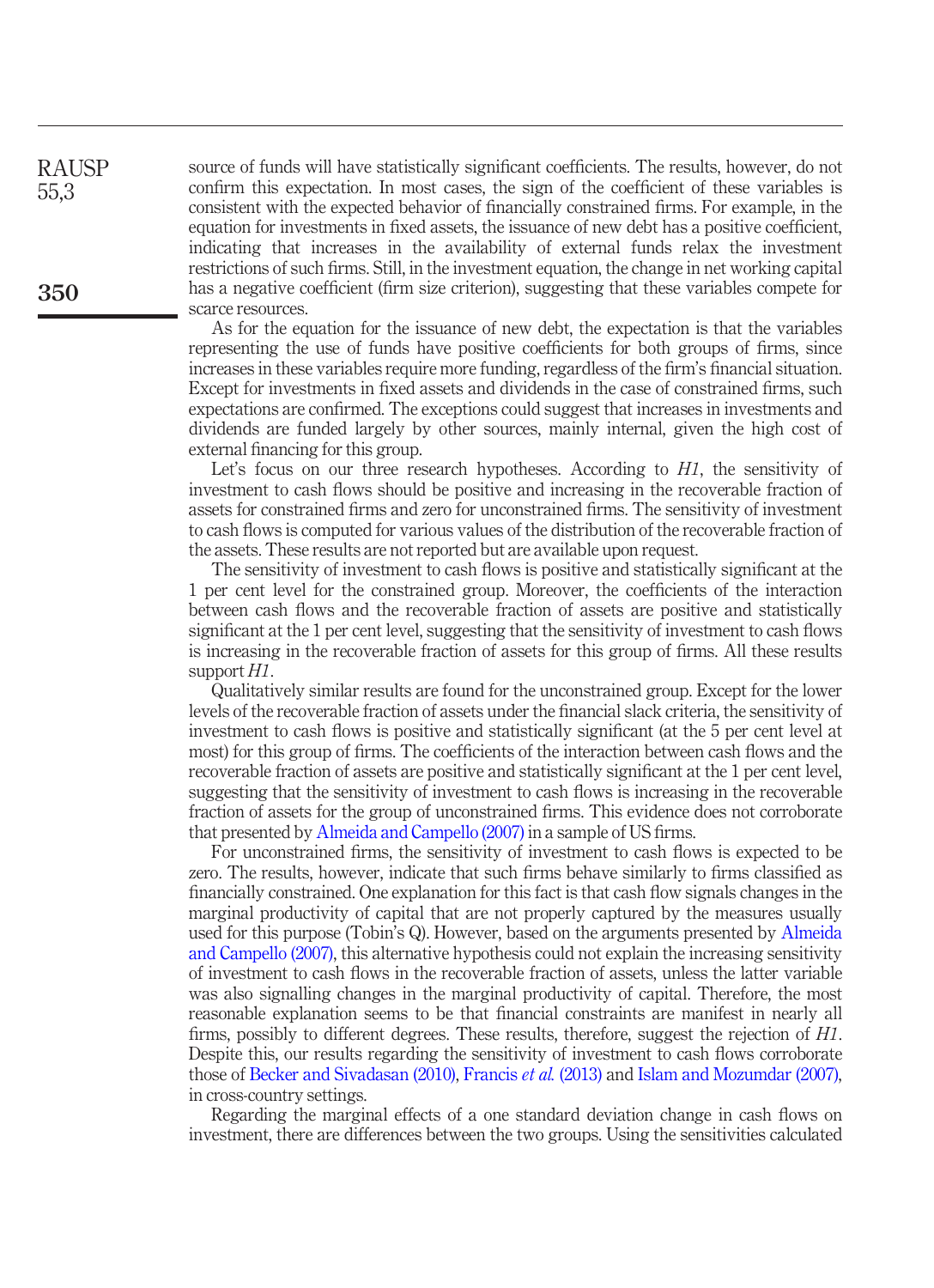source of funds will have statistically significant coefficients. The results, however, do not confirm this expectation. In most cases, the sign of the coefficient of these variables is consistent with the expected behavior of financially constrained firms. For example, in the equation for investments in fixed assets, the issuance of new debt has a positive coefficient, indicating that increases in the availability of external funds relax the investment restrictions of such firms. Still, in the investment equation, the change in net working capital has a negative coefficient (firm size criterion), suggesting that these variables compete for scarce resources.

As for the equation for the issuance of new debt, the expectation is that the variables representing the use of funds have positive coefficients for both groups of firms, since increases in these variables require more funding, regardless of the firm's financial situation. Except for investments in fixed assets and dividends in the case of constrained firms, such expectations are confirmed. The exceptions could suggest that increases in investments and dividends are funded largely by other sources, mainly internal, given the high cost of external financing for this group.

Let's focus on our three research hypotheses. According to *H1*, the sensitivity of investment to cash flows should be positive and increasing in the recoverable fraction of assets for constrained firms and zero for unconstrained firms. The sensitivity of investment to cash flows is computed for various values of the distribution of the recoverable fraction of the assets. These results are not reported but are available upon request.

The sensitivity of investment to cash flows is positive and statistically significant at the 1 per cent level for the constrained group. Moreover, the coefficients of the interaction between cash flows and the recoverable fraction of assets are positive and statistically significant at the 1 per cent level, suggesting that the sensitivity of investment to cash flows is increasing in the recoverable fraction of assets for this group of firms. All these results support *H1*.

Qualitatively similar results are found for the unconstrained group. Except for the lower levels of the recoverable fraction of assets under the financial slack criteria, the sensitivity of investment to cash flows is positive and statistically significant (at the 5 per cent level at most) for this group of firms. The coefficients of the interaction between cash flows and the recoverable fraction of assets are positive and statistically significant at the 1 per cent level, suggesting that the sensitivity of investment to cash flows is increasing in the recoverable fraction of assets for the group of unconstrained firms. This evidence does not corroborate that presented by Almeida and Campello (2007) in a sample of US firms.

For unconstrained firms, the sensitivity of investment to cash flows is expected to be zero. The results, however, indicate that such firms behave similarly to firms classified as financially constrained. One explanation for this fact is that cash flow signals changes in the marginal productivity of capital that are not properly captured by the measures usually used for this purpose (Tobin's Q). However, based on the arguments presented by Almeida and Campello (2007), this alternative hypothesis could not explain the increasing sensitivity of investment to cash flows in the recoverable fraction of assets, unless the latter variable was also signalling changes in the marginal productivity of capital. Therefore, the most reasonable explanation seems to be that financial constraints are manifest in nearly all firms, possibly to different degrees. These results, therefore, suggest the rejection of *H1*. Despite this, our results regarding the sensitivity of investment to cash flows corroborate those of Becker and Sivadasan (2010), Francis *et al.* (2013) and Islam and Mozumdar (2007), in cross-country settings.

Regarding the marginal effects of a one standard deviation change in cash flows on investment, there are differences between the two groups. Using the sensitivities calculated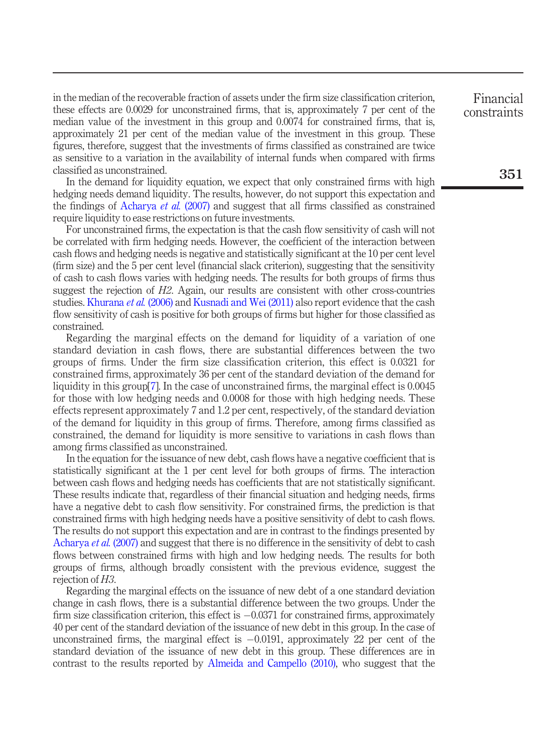in the median of the recoverable fraction of assets under the firm size classification criterion, these effects are 0.0029 for unconstrained firms, that is, approximately 7 per cent of the median value of the investment in this group and 0.0074 for constrained firms, that is, approximately 21 per cent of the median value of the investment in this group. These figures, therefore, suggest that the investments of firms classified as constrained are twice as sensitive to a variation in the availability of internal funds when compared with firms classified as unconstrained.

In the demand for liquidity equation, we expect that only constrained firms with high hedging needs demand liquidity. The results, however, do not support this expectation and the findings of Acharya *et al.* (2007) and suggest that all firms classified as constrained require liquidity to ease restrictions on future investments.

For unconstrained firms, the expectation is that the cash flow sensitivity of cash will not be correlated with firm hedging needs. However, the coefficient of the interaction between cash flows and hedging needs is negative and statistically significant at the 10 per cent level (firm size) and the 5 per cent level (financial slack criterion), suggesting that the sensitivity of cash to cash flows varies with hedging needs. The results for both groups of firms thus suggest the rejection of *H2*. Again, our results are consistent with other cross-countries studies. Khurana *et al.* (2006) and Kusnadi and Wei (2011) also report evidence that the cash flow sensitivity of cash is positive for both groups of firms but higher for those classified as constrained.

Regarding the marginal effects on the demand for liquidity of a variation of one standard deviation in cash flows, there are substantial differences between the two groups of firms. Under the firm size classification criterion, this effect is 0.0321 for constrained firms, approximately 36 per cent of the standard deviation of the demand for liquidity in this group[7]. In the case of unconstrained firms, the marginal effect is 0.0045 for those with low hedging needs and 0.0008 for those with high hedging needs. These effects represent approximately 7 and 1.2 per cent, respectively, of the standard deviation of the demand for liquidity in this group of firms. Therefore, among firms classified as constrained, the demand for liquidity is more sensitive to variations in cash flows than among firms classified as unconstrained.

In the equation for the issuance of new debt, cash flows have a negative coefficient that is statistically significant at the 1 per cent level for both groups of firms. The interaction between cash flows and hedging needs has coefficients that are not statistically significant. These results indicate that, regardless of their financial situation and hedging needs, firms have a negative debt to cash flow sensitivity. For constrained firms, the prediction is that constrained firms with high hedging needs have a positive sensitivity of debt to cash flows. The results do not support this expectation and are in contrast to the findings presented by Acharya *et al.* (2007) and suggest that there is no difference in the sensitivity of debt to cash flows between constrained firms with high and low hedging needs. The results for both groups of firms, although broadly consistent with the previous evidence, suggest the rejection of *H3*.

Regarding the marginal effects on the issuance of new debt of a one standard deviation change in cash flows, there is a substantial difference between the two groups. Under the firm size classification criterion, this effect is −0.0371 for constrained firms, approximately 40 per cent of the standard deviation of the issuance of new debt in this group. In the case of unconstrained firms, the marginal effect is −0.0191, approximately 22 per cent of the standard deviation of the issuance of new debt in this group. These differences are in contrast to the results reported by Almeida and Campello (2010), who suggest that the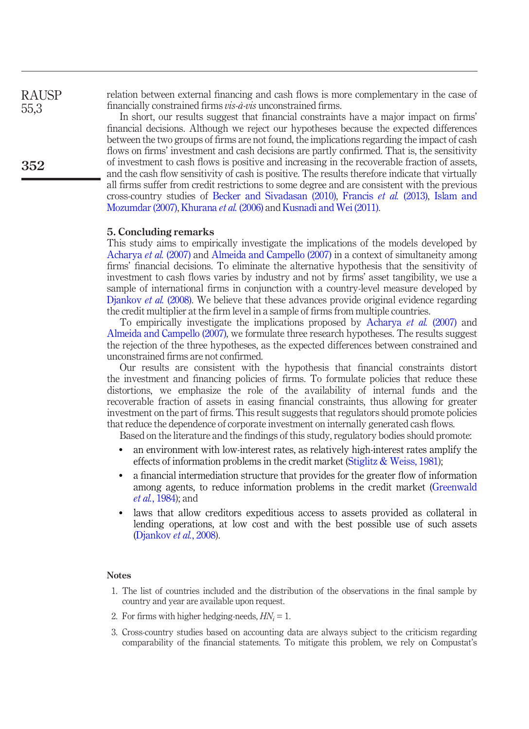relation between external financing and cash flows is more complementary in the case of financially constrained firms *vis-à-vis* unconstrained firms.

In short, our results suggest that financial constraints have a major impact on firms' financial decisions. Although we reject our hypotheses because the expected differences between the two groups of firms are not found, the implications regarding the impact of cash flows on firms' investment and cash decisions are partly confirmed. That is, the sensitivity of investment to cash flows is positive and increasing in the recoverable fraction of assets, and the cash flow sensitivity of cash is positive. The results therefore indicate that virtually all firms suffer from credit restrictions to some degree and are consistent with the previous cross-country studies of Becker and Sivadasan (2010), Francis *et al.* (2013), Islam and Mozumdar (2007), Khurana *et al.* (2006) and Kusnadi and Wei (2011).

## 5. Concluding remarks

This study aims to empirically investigate the implications of the models developed by Acharya *et al.* (2007) and Almeida and Campello (2007) in a context of simultaneity among firms' financial decisions. To eliminate the alternative hypothesis that the sensitivity of investment to cash flows varies by industry and not by firms' asset tangibility, we use a sample of international firms in conjunction with a country-level measure developed by Djankov *et al.* (2008). We believe that these advances provide original evidence regarding the credit multiplier at the firm level in a sample of firms from multiple countries.

To empirically investigate the implications proposed by Acharya *et al.* (2007) and Almeida and Campello (2007), we formulate three research hypotheses. The results suggest the rejection of the three hypotheses, as the expected differences between constrained and unconstrained firms are not confirmed.

Our results are consistent with the hypothesis that financial constraints distort the investment and financing policies of firms. To formulate policies that reduce these distortions, we emphasize the role of the availability of internal funds and the recoverable fraction of assets in easing financial constraints, thus allowing for greater investment on the part of firms. This result suggests that regulators should promote policies that reduce the dependence of corporate investment on internally generated cash flows.

Based on the literature and the findings of this study, regulatory bodies should promote:

- an environment with low-interest rates, as relatively high-interest rates amplify the effects of information problems in the credit market (Stiglitz & Weiss, 1981);
- a financial intermediation structure that provides for the greater flow of information among agents, to reduce information problems in the credit market (Greenwald *et al.*, 1984); and
- laws that allow creditors expeditious access to assets provided as collateral in lending operations, at low cost and with the best possible use of such assets (Djankov *et al.*, 2008).

### Notes

1. The list of countries included and the distribution of the observations in the final sample by country and year are available upon request.
2. For firms with higher hedging-needs, $HN_i = 1$.
3. Cross-country studies based on accounting data are always subject to the criticism regarding comparability of the financial statements. To mitigate this problem, we rely on Compustat's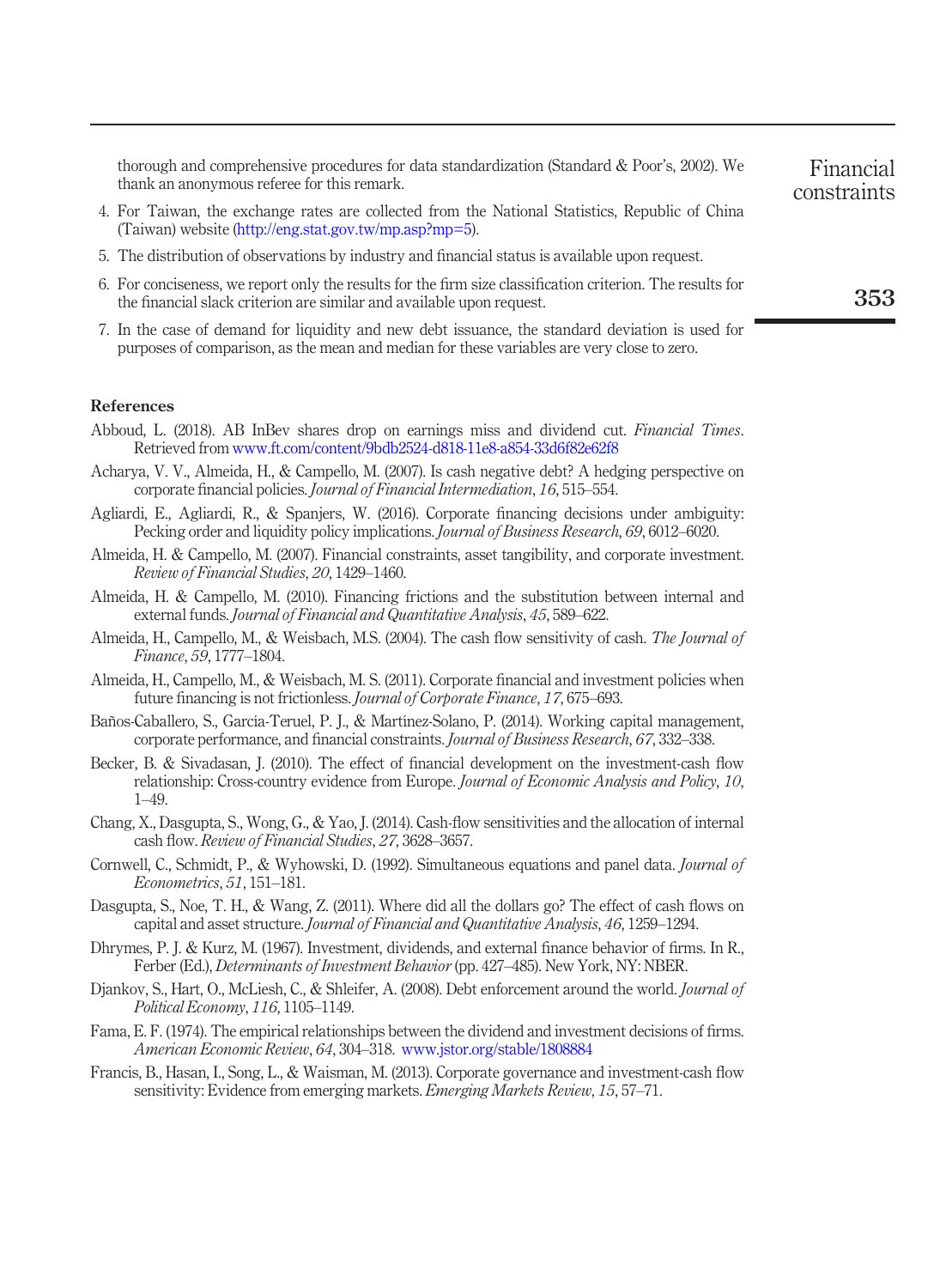thorough and comprehensive procedures for data standardization (Standard & Poor's, 2002). We thank an anonymous referee for this remark.

4. For Taiwan, the exchange rates are collected from the National Statistics, Republic of China (Taiwan) website (http://eng.stat.gov.tw/mp.asp?mp=5).
5. The distribution of observations by industry and financial status is available upon request.
6. For conciseness, we report only the results for the firm size classification criterion. The results for the financial slack criterion are similar and available upon request.
7. In the case of demand for liquidity and new debt issuance, the standard deviation is used for purposes of comparison, as the mean and median for these variables are very close to zero.

## References

Abboud, L. (2018). AB InBev shares drop on earnings miss and dividend cut. *Financial Times*. Retrieved from www.ft.com/content/9bdb2524-d818-11e8-a854-33d6f82e62f8

Acharya, V. V., Almeida, H., & Campello, M. (2007). Is cash negative debt? A hedging perspective on corporate financial policies. *Journal of Financial Intermediation*, *16*, 515–554.

Agliardi, E., Agliardi, R., & Spanjers, W. (2016). Corporate financing decisions under ambiguity: Pecking order and liquidity policy implications. *Journal of Business Research*, *69*, 6012–6020.

Almeida, H. & Campello, M. (2007). Financial constraints, asset tangibility, and corporate investment. *Review of Financial Studies*, *20*, 1429–1460.

Almeida, H. & Campello, M. (2010). Financing frictions and the substitution between internal and external funds. *Journal of Financial and Quantitative Analysis*, *45*, 589–622.

Almeida, H., Campello, M., & Weisbach, M.S. (2004). The cash flow sensitivity of cash. *The Journal of Finance*, *59*, 1777–1804.

Almeida, H., Campello, M., & Weisbach, M. S. (2011). Corporate financial and investment policies when future financing is not frictionless. *Journal of Corporate Finance*, *17*, 675–693.

Baños-Caballero, S., García-Teruel, P. J., & Martínez-Solano, P. (2014). Working capital management, corporate performance, and financial constraints. *Journal of Business Research*, *67*, 332–338.

Becker, B. & Sivadasan, J. (2010). The effect of financial development on the investment-cash flow relationship: Cross-country evidence from Europe. *Journal of Economic Analysis and Policy*, *10*, 1–49.

Chang, X., Dasgupta, S., Wong, G., & Yao, J. (2014). Cash-flow sensitivities and the allocation of internal cash flow. *Review of Financial Studies*, *27*, 3628–3657.

Cornwell, C., Schmidt, P., & Wyhowski, D. (1992). Simultaneous equations and panel data. *Journal of Econometrics*, *51*, 151–181.

Dasgupta, S., Noe, T. H., & Wang, Z. (2011). Where did all the dollars go? The effect of cash flows on capital and asset structure. *Journal of Financial and Quantitative Analysis*, *46*, 1259–1294.

Dhrymes, P. J. & Kurz, M. (1967). Investment, dividends, and external finance behavior of firms. In R., Ferber (Ed.), *Determinants of Investment Behavior* (pp. 427–485). New York, NY: NBER.

Djankov, S., Hart, O., McLiesh, C., & Shleifer, A. (2008). Debt enforcement around the world. *Journal of Political Economy*, *116*, 1105–1149.

Fama, E. F. (1974). The empirical relationships between the dividend and investment decisions of firms. *American Economic Review*, *64*, 304–318. www.jstor.org/stable/1808884

Francis, B., Hasan, I., Song, L., & Waisman, M. (2013). Corporate governance and investment-cash flow sensitivity: Evidence from emerging markets. *Emerging Markets Review*, *15*, 57–71.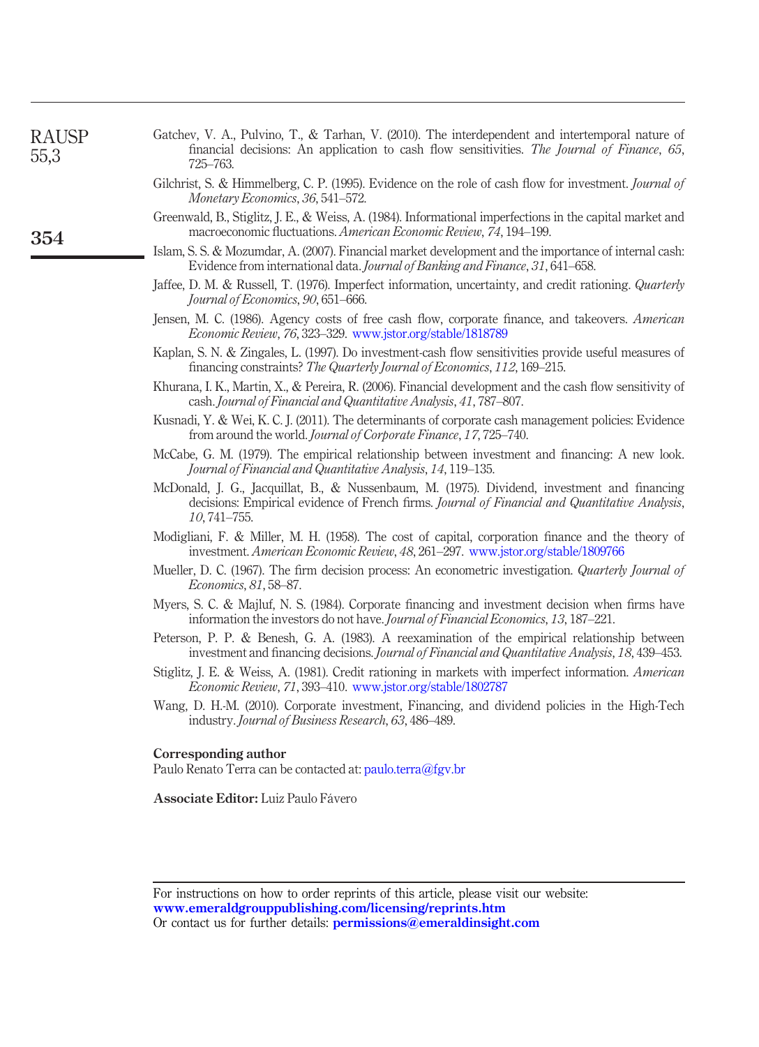Gatchev, V. A., Pulvino, T., & Tarhan, V. (2010). The interdependent and intertemporal nature of financial decisions: An application to cash flow sensitivities. *The Journal of Finance*, *65*, 725–763.

Gilchrist, S. & Himmelberg, C. P. (1995). Evidence on the role of cash flow for investment. *Journal of Monetary Economics*, *36*, 541–572.

Greenwald, B., Stiglitz, J. E., & Weiss, A. (1984). Informational imperfections in the capital market and macroeconomic fluctuations. *American Economic Review*, *74*, 194–199.

Islam, S. S. & Mozumdar, A. (2007). Financial market development and the importance of internal cash: Evidence from international data. *Journal of Banking and Finance*, *31*, 641–658.

Jaffee, D. M. & Russell, T. (1976). Imperfect information, uncertainty, and credit rationing. *Quarterly Journal of Economics*, *90*, 651–666.

Jensen, M. C. (1986). Agency costs of free cash flow, corporate finance, and takeovers. *American Economic Review*, *76*, 323–329. www.jstor.org/stable/1818789

Kaplan, S. N. & Zingales, L. (1997). Do investment-cash flow sensitivities provide useful measures of financing constraints? *The Quarterly Journal of Economics*, *112*, 169–215.

Khurana, I. K., Martin, X., & Pereira, R. (2006). Financial development and the cash flow sensitivity of cash. *Journal of Financial and Quantitative Analysis*, *41*, 787–807.

Kusnadi, Y. & Wei, K. C. J. (2011). The determinants of corporate cash management policies: Evidence from around the world. *Journal of Corporate Finance*, *17*, 725–740.

McCabe, G. M. (1979). The empirical relationship between investment and financing: A new look. *Journal of Financial and Quantitative Analysis*, *14*, 119–135.

McDonald, J. G., Jacquillat, B., & Nussenbaum, M. (1975). Dividend, investment and financing decisions: Empirical evidence of French firms. *Journal of Financial and Quantitative Analysis*, *10*, 741–755.

Modigliani, F. & Miller, M. H. (1958). The cost of capital, corporation finance and the theory of investment. *American Economic Review*, *48*, 261–297. www.jstor.org/stable/1809766

Mueller, D. C. (1967). The firm decision process: An econometric investigation. *Quarterly Journal of Economics*, *81*, 58–87.

Myers, S. C. & Majluf, N. S. (1984). Corporate financing and investment decision when firms have information the investors do not have. *Journal of Financial Economics*, *13*, 187–221.

Peterson, P. P. & Benesh, G. A. (1983). A reexamination of the empirical relationship between investment and financing decisions. *Journal of Financial and Quantitative Analysis*, *18*, 439–453.

Stiglitz, J. E. & Weiss, A. (1981). Credit rationing in markets with imperfect information. *American Economic Review*, *71*, 393–410. www.jstor.org/stable/1802787

Wang, D. H.-M. (2010). Corporate investment, Financing, and dividend policies in the High-Tech industry. *Journal of Business Research*, *63*, 486–489.

**Corresponding author**

Paulo Renato Terra can be contacted at: paulo.terra@fgv.br

**Associate Editor:** Luiz Paulo Fávero

For instructions on how to order reprints of this article, please visit our website:
**www.emeraldgrouppublishing.com/licensing/reprints.htm**
Or contact us for further details: **permissions@emeraldinsight.com**